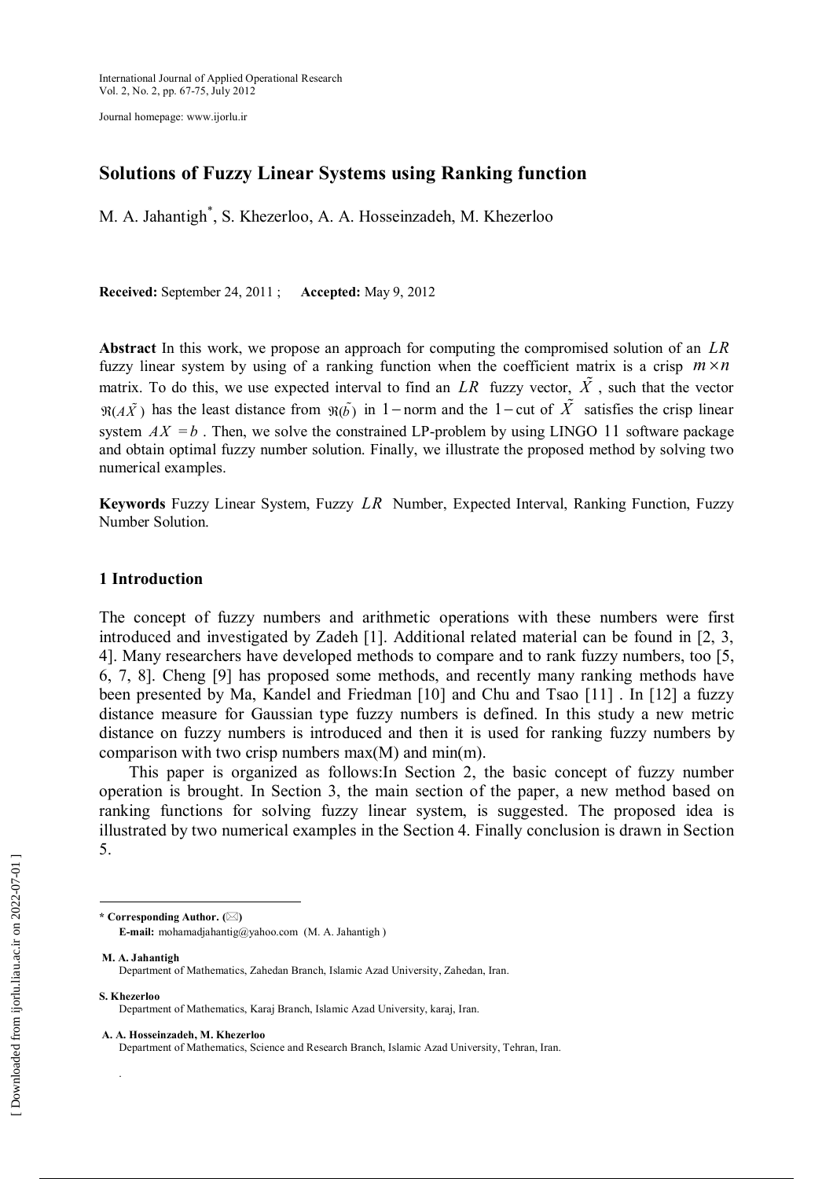Journal homepage: www.ijorlu.ir

# Solutions of Fuzzy Linear Systems using Ranking function

M. A. Jahantigh*, S. Khezerloo, A. A. Hosseinzadeh, M. Khezerloo

**Received:** September 24, 2011 ; **Accepted:** May 9, 2012

**Abstract** In this work, we propose an approach for computing the compromised solution of an $LR$ fuzzy linear system by using of a ranking function when the coefficient matrix is a crisp $m \times n$ matrix. To do this, we use expected interval to find an $LR$ fuzzy vector, $\tilde{X}$, such that the vector $\Re(A\tilde{X})$ has the least distance from $\Re(\tilde{b})$ in $1-$norm and the $1-$cut of $\tilde{X}$ satisfies the crisp linear system $AX = b$. Then, we solve the constrained LP-problem by using LINGO 11 software package and obtain optimal fuzzy number solution. Finally, we illustrate the proposed method by solving two numerical examples.

**Keywords** Fuzzy Linear System, Fuzzy $LR$ Number, Expected Interval, Ranking Function, Fuzzy Number Solution.

## 1 Introduction

The concept of fuzzy numbers and arithmetic operations with these numbers were first introduced and investigated by Zadeh [1]. Additional related material can be found in [2, 3, 4]. Many researchers have developed methods to compare and to rank fuzzy numbers, too [5, 6, 7, 8]. Cheng [9] has proposed some methods, and recently many ranking methods have been presented by Ma, Kandel and Friedman [10] and Chu and Tsao [11] . In [12] a fuzzy distance measure for Gaussian type fuzzy numbers is defined. In this study a new metric distance on fuzzy numbers is introduced and then it is used for ranking fuzzy numbers by comparison with two crisp numbers max(M) and min(m).

This paper is organized as follows:In Section 2, the basic concept of fuzzy number operation is brought. In Section 3, the main section of the paper, a new method based on ranking functions for solving fuzzy linear system, is suggested. The proposed idea is illustrated by two numerical examples in the Section 4. Finally conclusion is drawn in Section 5.

---

**\* Corresponding Author.** (✉)
**E-mail:** mohamadjahantig@yahoo.com (M. A. Jahantigh )

**M. A. Jahantigh**
Department of Mathematics, Zahedan Branch, Islamic Azad University, Zahedan, Iran.

**S. Khezerloo**
Department of Mathematics, Karaj Branch, Islamic Azad University, karaj, Iran.

**A. A. Hosseinzadeh, M. Khezerloo**
Department of Mathematics, Science and Research Branch, Islamic Azad University, Tehran, Iran.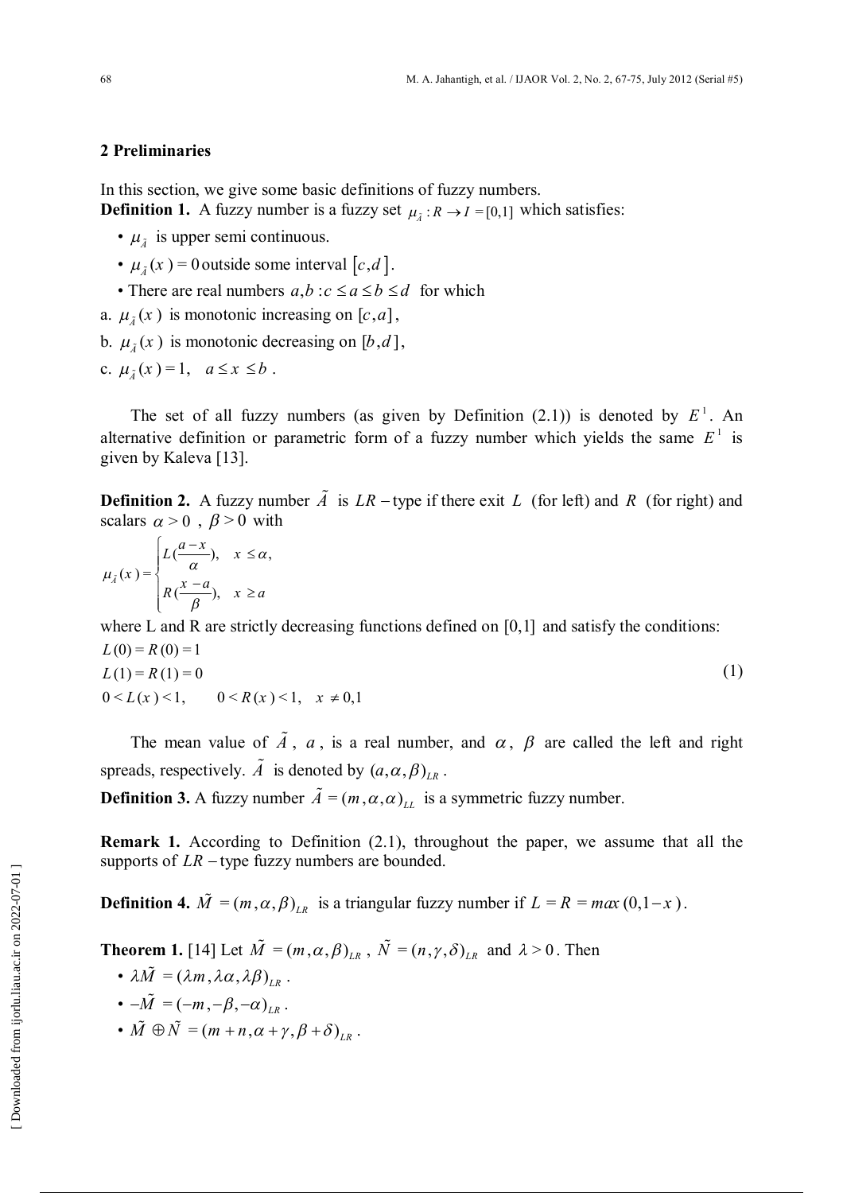## 2 Preliminaries

In this section, we give some basic definitions of fuzzy numbers.

**Definition 1.** A fuzzy number is a fuzzy set $\mu_{\tilde{A}} : R \to I = [0,1]$ which satisfies:

- $\mu_{\tilde{A}}$ is upper semi continuous.
- $\mu_{\tilde{A}}(x) = 0$ outside some interval $[c,d]$.
- There are real numbers $a,b : c \le a \le b \le d$ for which

a. $\mu_{\tilde{A}}(x)$ is monotonic increasing on $[c,a]$,

b. $\mu_{\tilde{A}}(x)$ is monotonic decreasing on $[b,d]$,

c. $\mu_{\tilde{A}}(x) = 1, \quad a \le x \le b$.

The set of all fuzzy numbers (as given by Definition (2.1)) is denoted by $E^1$. An alternative definition or parametric form of a fuzzy number which yields the same $E^1$ is given by Kaleva [13].

**Definition 2.** A fuzzy number $\tilde{A}$ is $LR-$type if there exit $L$ (for left) and $R$ (for right) and scalars $\alpha > 0$, $\beta > 0$ with

$$\mu_{\tilde{A}}(x) = \begin{cases} L(\dfrac{a-x}{\alpha}), & x \le \alpha, \\ R(\dfrac{x-a}{\beta}), & x \ge a \end{cases}$$

where L and R are strictly decreasing functions defined on $[0,1]$ and satisfy the conditions:

$$\begin{aligned} &L(0) = R(0) = 1 \\ &L(1) = R(1) = 0 \\ &0 < L(x) < 1, \qquad 0 < R(x) < 1, \quad x \ne 0,1 \end{aligned} \tag{1}$$

The mean value of $\tilde{A}$, $a$, is a real number, and $\alpha$, $\beta$ are called the left and right spreads, respectively. $\tilde{A}$ is denoted by $(a,\alpha,\beta)_{LR}$.

**Definition 3.** A fuzzy number $\tilde{A} = (m,\alpha,\alpha)_{LL}$ is a symmetric fuzzy number.

**Remark 1.** According to Definition (2.1), throughout the paper, we assume that all the supports of $LR-$type fuzzy numbers are bounded.

**Definition 4.** $\tilde{M} = (m,\alpha,\beta)_{LR}$ is a triangular fuzzy number if $L = R = max(0,1-x)$.

**Theorem 1.** [14] Let $\tilde{M} = (m,\alpha,\beta)_{LR}$, $\tilde{N} = (n,\gamma,\delta)_{LR}$ and $\lambda > 0$. Then

- $\lambda\tilde{M} = (\lambda m, \lambda\alpha, \lambda\beta)_{LR}$.
- $-\tilde{M} = (-m, -\beta, -\alpha)_{LR}$.
- $\tilde{M} \oplus \tilde{N} = (m+n, \alpha+\gamma, \beta+\delta)_{LR}$.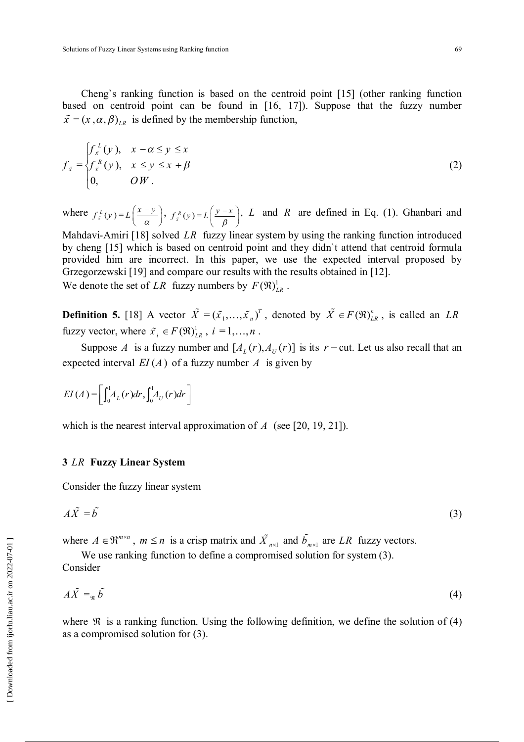Cheng`s ranking function is based on the centroid point [15] (other ranking function based on centroid point can be found in [16, 17]). Suppose that the fuzzy number $\tilde{x} = (x, \alpha, \beta)_{LR}$ is defined by the membership function,

$$
f_{\tilde{x}} = \begin{cases} f_{\tilde{x}}^{L}(y), & x - \alpha \le y \le x \\ f_{\tilde{x}}^{R}(y), & x \le y \le x + \beta \\ 0, & OW. \end{cases} \tag{2}
$$

where $f_{\tilde{x}}^{L}(y) = L\left(\frac{x-y}{\alpha}\right)$, $f_{\tilde{x}}^{R}(y) = L\left(\frac{y-x}{\beta}\right)$, $L$ and $R$ are defined in Eq. (1). Ghanbari and Mahdavi-Amiri [18] solved $LR$ fuzzy linear system by using the ranking function introduced by cheng [15] which is based on centroid point and they didn`t attend that centroid formula provided him are incorrect. In this paper, we use the expected interval proposed by Grzegorzewski [19] and compare our results with the results obtained in [12].

We denote the set of $LR$ fuzzy numbers by $F(\Re)_{LR}^{1}$.

**Definition 5.** [18] A vector $\tilde{X} = (\tilde{x}_1, \ldots, \tilde{x}_n)^T$, denoted by $\tilde{X} \in F(\Re)_{LR}^{n}$, is called an $LR$ fuzzy vector, where $\tilde{x}_i \in F(\Re)_{LR}^{1}$, $i = 1, \ldots, n$.

Suppose $A$ is a fuzzy number and $[A_L(r), A_U(r)]$ is its $r-$cut. Let us also recall that an expected interval $EI(A)$ of a fuzzy number $A$ is given by

$$
EI(A) = \left[ \int_0^1 A_L(r)dr, \int_0^1 A_U(r)dr \right]
$$

which is the nearest interval approximation of $A$ (see [20, 19, 21]).

## 3 $LR$ Fuzzy Linear System

Consider the fuzzy linear system

$$
A\tilde{X} = \tilde{b} \tag{3}
$$

where $A \in \Re^{m \times n}$, $m \le n$ is a crisp matrix and $\tilde{X}_{n\times 1}$ and $\tilde{b}_{m\times 1}$ are $LR$ fuzzy vectors.

We use ranking function to define a compromised solution for system (3).

Consider

$$
A\tilde{X} =_{\Re} \tilde{b} \tag{4}
$$

where $\Re$ is a ranking function. Using the following definition, we define the solution of (4) as a compromised solution for (3).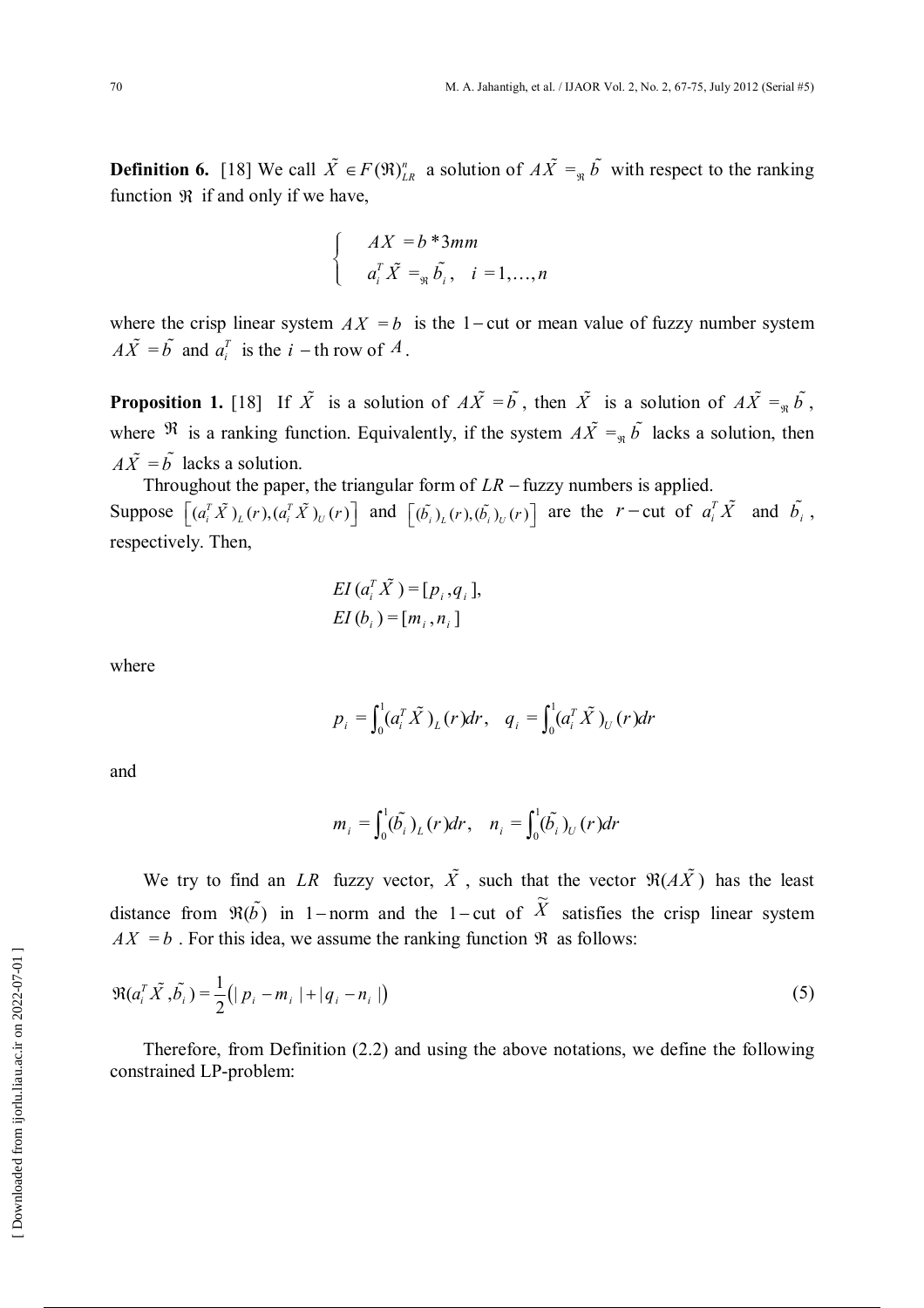**Definition 6.** [18] We call $\tilde{X} \in F(\Re)^n_{LR}$ a solution of $A\tilde{X} =_{\Re} \tilde{b}$ with respect to the ranking function $\Re$ if and only if we have,

$$\begin{cases} AX = b * 3mm \\ a_i^T \tilde{X} =_{\Re} \tilde{b}_i, \quad i = 1, \ldots, n \end{cases}$$

where the crisp linear system $AX = b$ is the $1-$cut or mean value of fuzzy number system $A\tilde{X} = \tilde{b}$ and $a_i^T$ is the $i-$th row of $A$.

**Proposition 1.** [18] If $\tilde{X}$ is a solution of $A\tilde{X} = \tilde{b}$, then $\tilde{X}$ is a solution of $A\tilde{X} =_{\Re} \tilde{b}$, where $\Re$ is a ranking function. Equivalently, if the system $A\tilde{X} =_{\Re} \tilde{b}$ lacks a solution, then $A\tilde{X} = \tilde{b}$ lacks a solution.

Throughout the paper, the triangular form of $LR-$fuzzy numbers is applied.

Suppose $\left[(a_i^T \tilde{X})_L(r), (a_i^T \tilde{X})_U(r)\right]$ and $\left[(\tilde{b}_i)_L(r), (\tilde{b}_i)_U(r)\right]$ are the $r-$cut of $a_i^T \tilde{X}$ and $\tilde{b}_i$, respectively. Then,

$$EI(a_i^T \tilde{X}) = [p_i, q_i],$$
$$EI(b_i) = [m_i, n_i]$$

where

$$p_i = \int_0^1 (a_i^T \tilde{X})_L(r)dr, \quad q_i = \int_0^1 (a_i^T \tilde{X})_U(r)dr$$

and

$$m_i = \int_0^1 (\tilde{b}_i)_L(r)dr, \quad n_i = \int_0^1 (\tilde{b}_i)_U(r)dr$$

We try to find an $LR$ fuzzy vector, $\tilde{X}$, such that the vector $\Re(A\tilde{X})$ has the least distance from $\Re(\tilde{b})$ in $1-$norm and the $1-$cut of $\tilde{X}$ satisfies the crisp linear system $AX = b$. For this idea, we assume the ranking function $\Re$ as follows:

$$\Re(a_i^T \tilde{X}, \tilde{b}_i) = \frac{1}{2}\left(|p_i - m_i| + |q_i - n_i|\right) \tag{5}$$

Therefore, from Definition (2.2) and using the above notations, we define the following constrained LP-problem: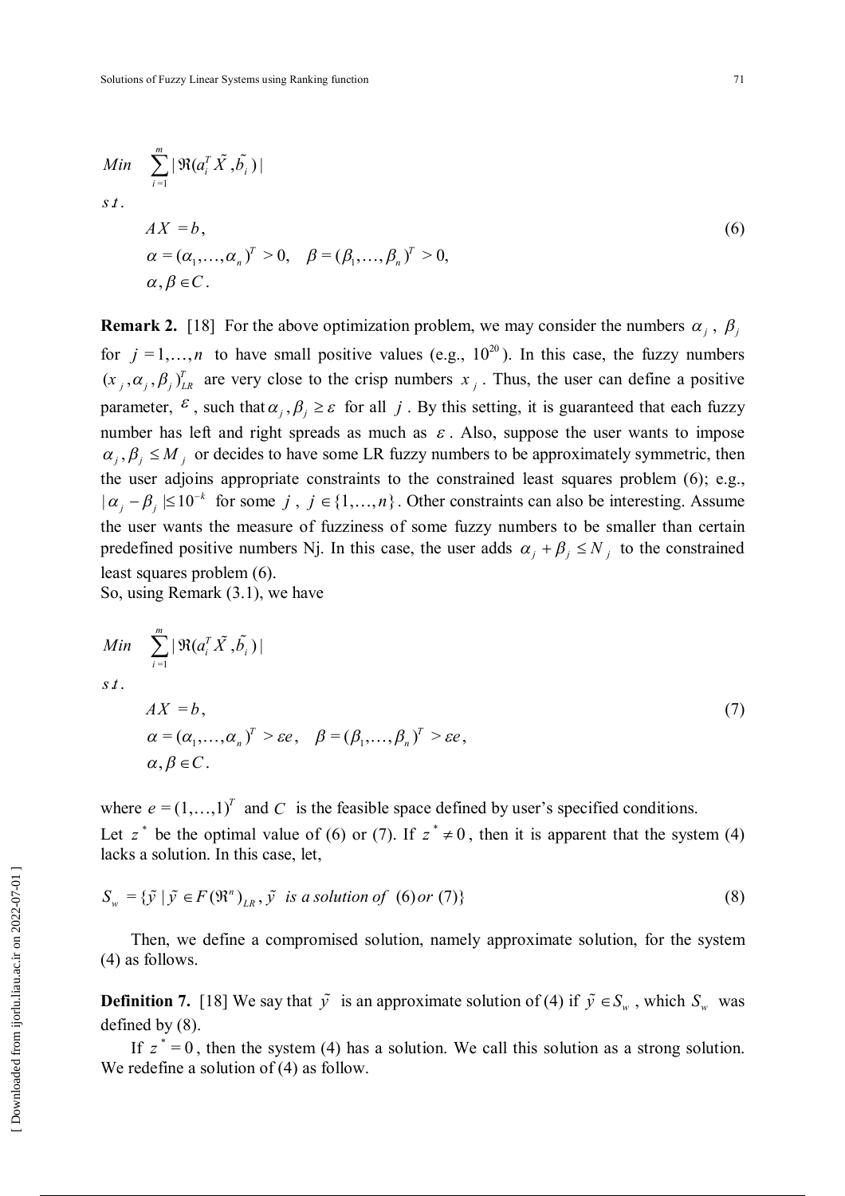$$
\begin{aligned}
&Min \quad \sum_{i=1}^{m} |\Re(a_i^T \tilde{X}, \tilde{b_i})| \\
&s.t. \\
&\qquad AX = b, \\
&\qquad \alpha = (\alpha_1, \ldots, \alpha_n)^T > 0, \quad \beta = (\beta_1, \ldots, \beta_n)^T > 0, \\
&\qquad \alpha, \beta \in C.
\end{aligned}
\tag{6}
$$

**Remark 2.** [18] For the above optimization problem, we may consider the numbers $\alpha_j$, $\beta_j$ for $j = 1, \ldots, n$ to have small positive values (e.g., $10^{20}$). In this case, the fuzzy numbers $(x_j, \alpha_j, \beta_j)_{LR}^T$ are very close to the crisp numbers $x_j$. Thus, the user can define a positive parameter, $\varepsilon$, such that $\alpha_j, \beta_j \geq \varepsilon$ for all $j$. By this setting, it is guaranteed that each fuzzy number has left and right spreads as much as $\varepsilon$. Also, suppose the user wants to impose $\alpha_j, \beta_j \leq M_j$ or decides to have some LR fuzzy numbers to be approximately symmetric, then the user adjoins appropriate constraints to the constrained least squares problem (6); e.g., $|\alpha_j - \beta_j| \leq 10^{-k}$ for some $j$, $j \in \{1, \ldots, n\}$. Other constraints can also be interesting. Assume the user wants the measure of fuzziness of some fuzzy numbers to be smaller than certain predefined positive numbers Nj. In this case, the user adds $\alpha_j + \beta_j \leq N_j$ to the constrained least squares problem (6).

So, using Remark (3.1), we have

$$
\begin{aligned}
&Min \quad \sum_{i=1}^{m} |\Re(a_i^T \tilde{X}, \tilde{b_i})| \\
&s.t. \\
&\qquad AX = b, \\
&\qquad \alpha = (\alpha_1, \ldots, \alpha_n)^T > \varepsilon e, \quad \beta = (\beta_1, \ldots, \beta_n)^T > \varepsilon e, \\
&\qquad \alpha, \beta \in C.
\end{aligned}
\tag{7}
$$

where $e = (1, \ldots, 1)^T$ and $C$ is the feasible space defined by user's specified conditions.

Let $z^*$ be the optimal value of (6) or (7). If $z^* \neq 0$, then it is apparent that the system (4) lacks a solution. In this case, let,

$$
S_w = \{\tilde{y} \mid \tilde{y} \in F(\Re^n)_{LR}, \tilde{y} \text{ is a solution of } (6) \text{ or } (7)\} \tag{8}
$$

Then, we define a compromised solution, namely approximate solution, for the system (4) as follows.

**Definition 7.** [18] We say that $\tilde{y}$ is an approximate solution of (4) if $\tilde{y} \in S_w$, which $S_w$ was defined by (8).

If $z^* = 0$, then the system (4) has a solution. We call this solution as a strong solution. We redefine a solution of (4) as follow.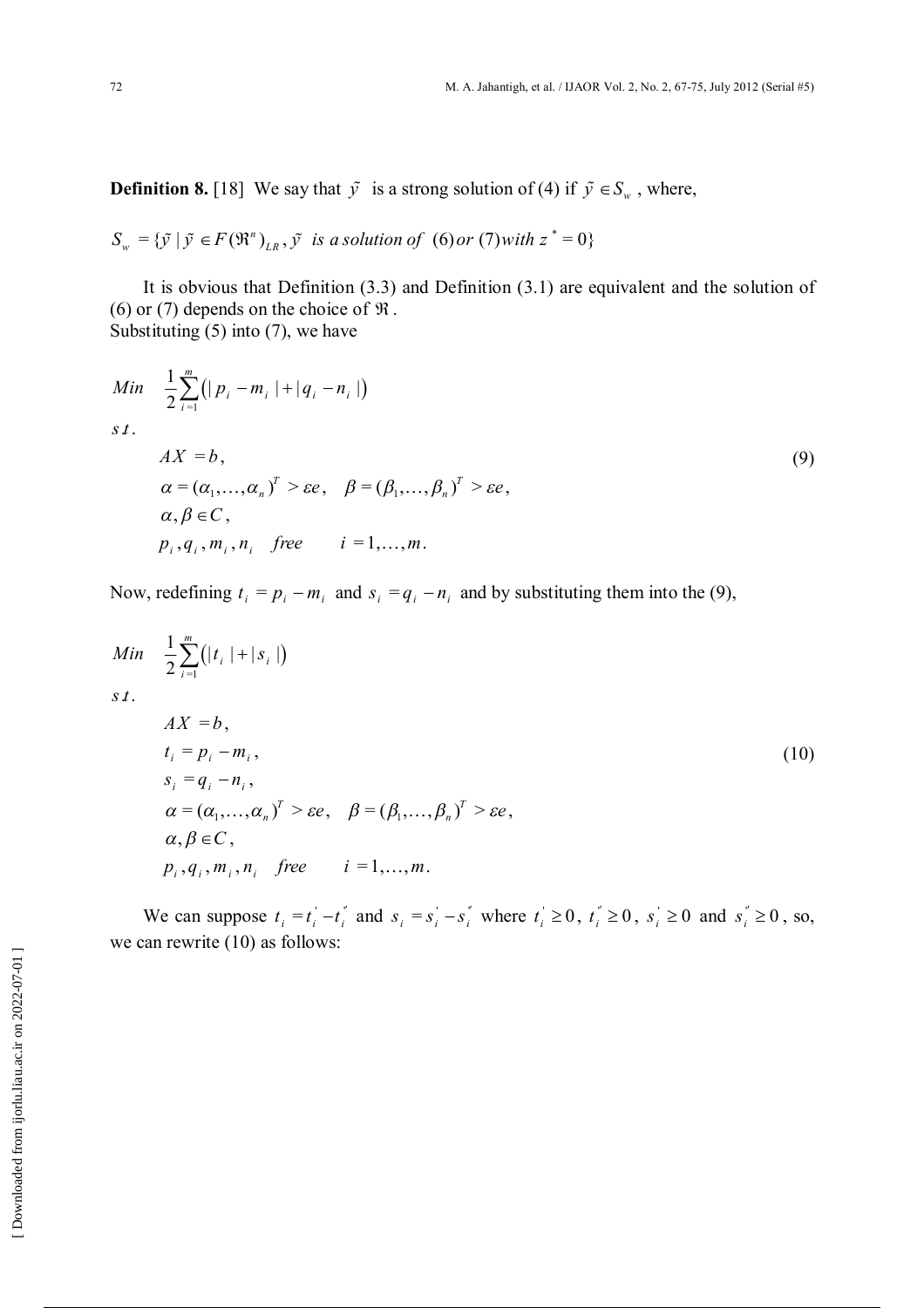**Definition 8.** [18] We say that $\tilde{y}$ is a strong solution of (4) if $\tilde{y} \in S_w$, where,

$$S_w = \{\tilde{y} \mid \tilde{y} \in F(\Re^n)_{LR}, \tilde{y} \text{ is a solution of } (6) \text{ or } (7) \text{ with } z^* = 0\}$$

It is obvious that Definition (3.3) and Definition (3.1) are equivalent and the solution of (6) or (7) depends on the choice of $\Re$.
Substituting (5) into (7), we have

$$\begin{aligned}
& Min \quad \frac{1}{2}\sum_{i=1}^{m}\left(|p_i - m_i| + |q_i - n_i|\right) \\
& s.t. \\
& \qquad AX = b, \\
& \qquad \alpha = (\alpha_1, \ldots, \alpha_n)^T > \varepsilon e, \quad \beta = (\beta_1, \ldots, \beta_n)^T > \varepsilon e, \\
& \qquad \alpha, \beta \in C, \\
& \qquad p_i, q_i, m_i, n_i \quad free \qquad i = 1, \ldots, m.
\end{aligned} \tag{9}$$

Now, redefining $t_i = p_i - m_i$ and $s_i = q_i - n_i$ and by substituting them into the (9),

$$\begin{aligned}
& Min \quad \frac{1}{2}\sum_{i=1}^{m}\left(|t_i| + |s_i|\right) \\
& s.t. \\
& \qquad AX = b, \\
& \qquad t_i = p_i - m_i, \\
& \qquad s_i = q_i - n_i, \\
& \qquad \alpha = (\alpha_1, \ldots, \alpha_n)^T > \varepsilon e, \quad \beta = (\beta_1, \ldots, \beta_n)^T > \varepsilon e, \\
& \qquad \alpha, \beta \in C, \\
& \qquad p_i, q_i, m_i, n_i \quad free \qquad i = 1, \ldots, m.
\end{aligned} \tag{10}$$

We can suppose $t_i = t_i^{'} - t_i^{''}$ and $s_i = s_i^{'} - s_i^{''}$ where $t_i^{'} \geq 0$, $t_i^{''} \geq 0$, $s_i^{'} \geq 0$ and $s_i^{''} \geq 0$, so, we can rewrite (10) as follows: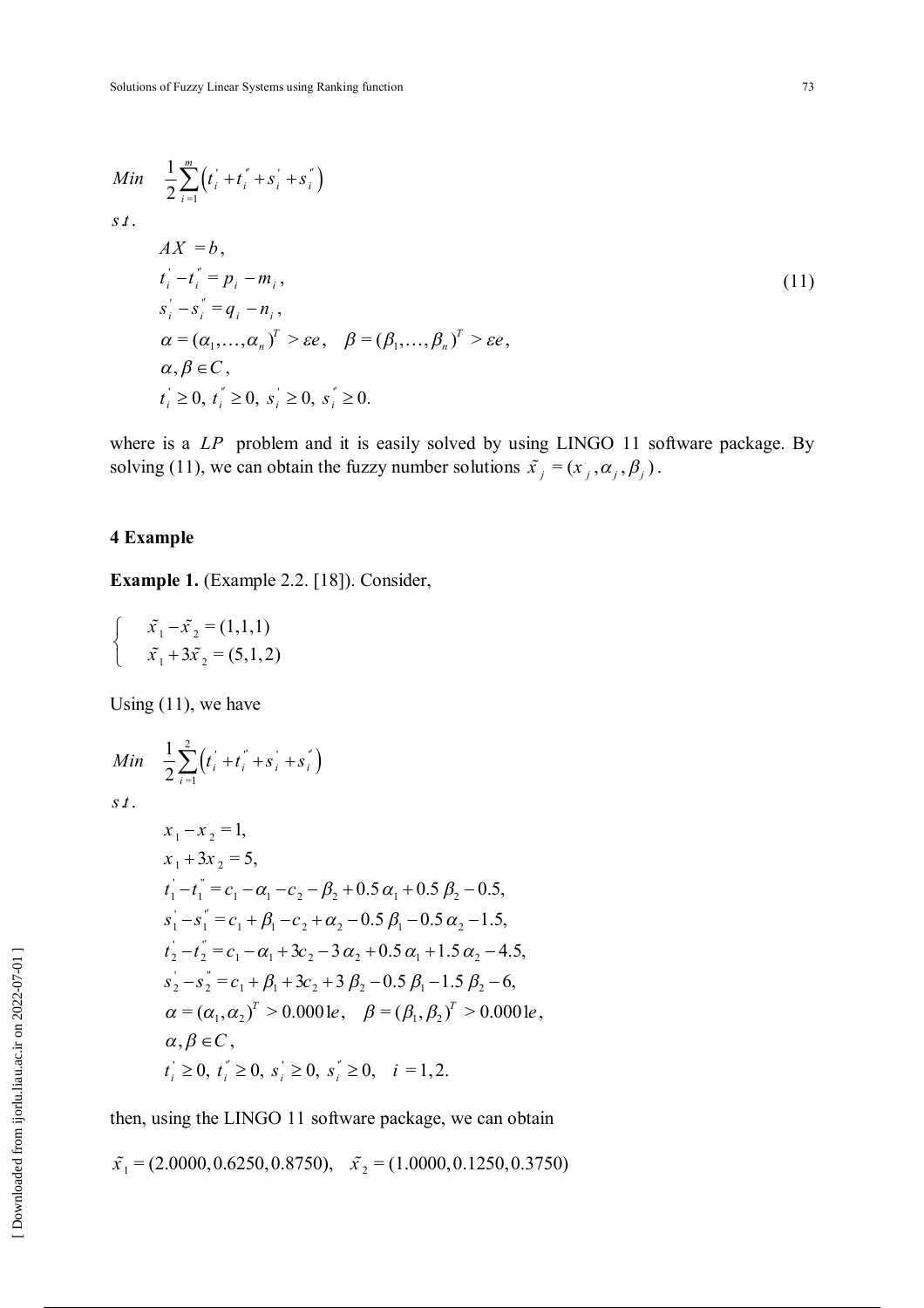$$
\begin{aligned}
& Min \quad \frac{1}{2}\sum_{i=1}^{m}\left(t_i^{'}+t_i^{''}+s_i^{'}+s_i^{''}\right) \\
& s.t. \\
& \qquad AX=b, \\
& \qquad t_i^{'}-t_i^{''}=p_i-m_i, \\
& \qquad s_i^{'}-s_i^{''}=q_i-n_i, \\
& \qquad \alpha=(\alpha_1,\ldots,\alpha_n)^T>\varepsilon e, \quad \beta=(\beta_1,\ldots,\beta_n)^T>\varepsilon e, \\
& \qquad \alpha,\beta\in C, \\
& \qquad t_i^{'}\geq 0,\ t_i^{''}\geq 0,\ s_i^{'}\geq 0,\ s_i^{''}\geq 0.
\end{aligned}
\tag{11}
$$

where is a $LP$ problem and it is easily solved by using LINGO 11 software package. By solving (11), we can obtain the fuzzy number solutions $\tilde{x}_j=(x_j,\alpha_j,\beta_j)$.

## 4 Example

**Example 1.** (Example 2.2. [18]). Consider,

$$
\begin{cases}
\tilde{x}_1-\tilde{x}_2=(1,1,1) \\
\tilde{x}_1+3\tilde{x}_2=(5,1,2)
\end{cases}
$$

Using (11), we have

$$
\begin{aligned}
& Min \quad \frac{1}{2}\sum_{i=1}^{2}\left(t_i^{'}+t_i^{''}+s_i^{'}+s_i^{''}\right) \\
& s.t. \\
& \qquad x_1-x_2=1, \\
& \qquad x_1+3x_2=5, \\
& \qquad t_1^{'}-t_1^{''}=c_1-\alpha_1-c_2-\beta_2+0.5\,\alpha_1+0.5\,\beta_2-0.5, \\
& \qquad s_1^{'}-s_1^{''}=c_1+\beta_1-c_2+\alpha_2-0.5\,\beta_1-0.5\,\alpha_2-1.5, \\
& \qquad t_2^{'}-t_2^{''}=c_1-\alpha_1+3c_2-3\,\alpha_2+0.5\,\alpha_1+1.5\,\alpha_2-4.5, \\
& \qquad s_2^{'}-s_2^{''}=c_1+\beta_1+3c_2+3\,\beta_2-0.5\,\beta_1-1.5\,\beta_2-6, \\
& \qquad \alpha=(\alpha_1,\alpha_2)^T>0.0001e, \quad \beta=(\beta_1,\beta_2)^T>0.0001e, \\
& \qquad \alpha,\beta\in C, \\
& \qquad t_i^{'}\geq 0,\ t_i^{''}\geq 0,\ s_i^{'}\geq 0,\ s_i^{''}\geq 0, \quad i=1,2.
\end{aligned}
$$

then, using the LINGO 11 software package, we can obtain

$\tilde{x}_1=(2.0000,0.6250,0.8750), \quad \tilde{x}_2=(1.0000,0.1250,0.3750)$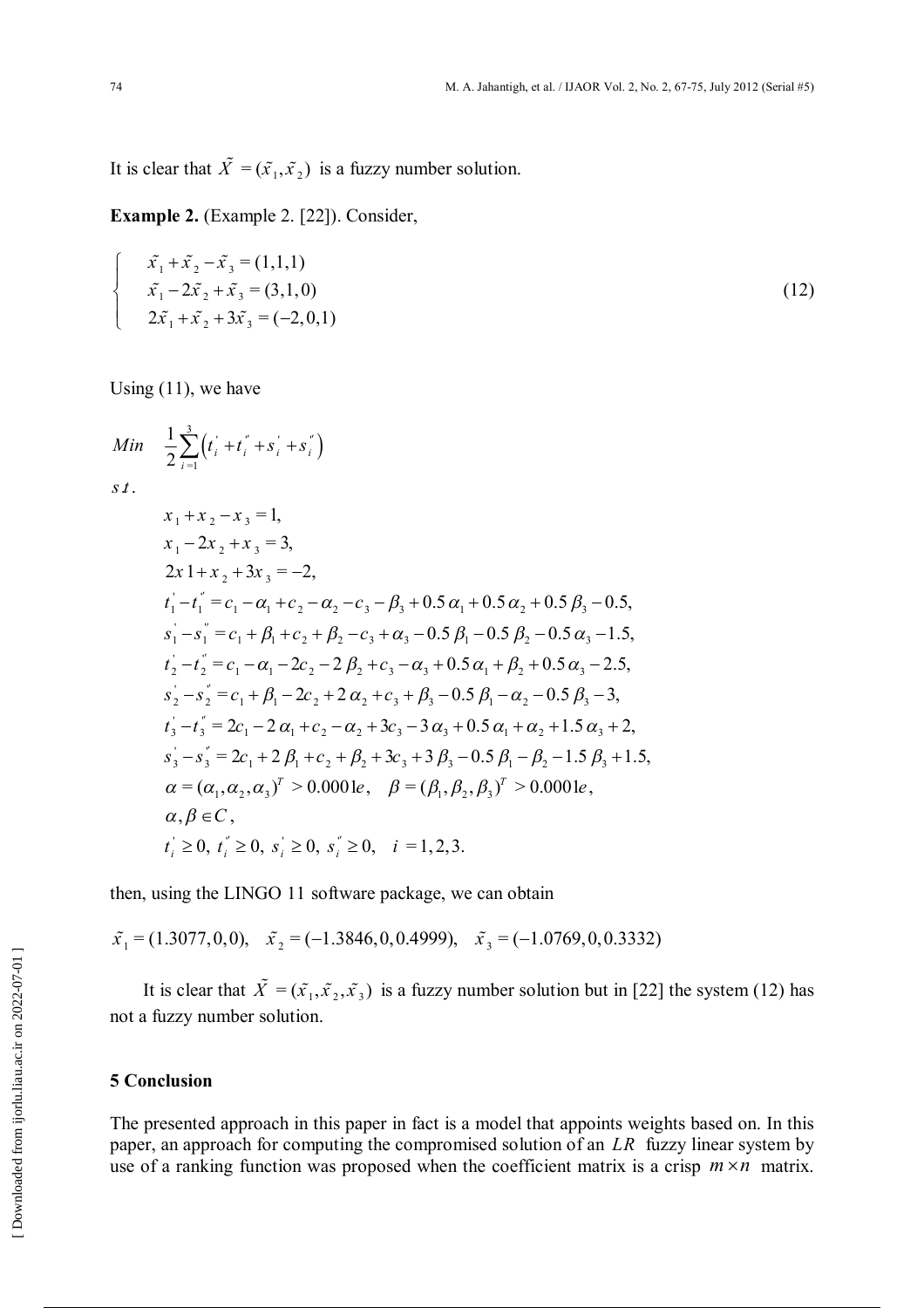It is clear that $\tilde{X} = (\tilde{x}_1, \tilde{x}_2)$ is a fuzzy number solution.

**Example 2.** (Example 2. [22]). Consider,

$$
\begin{cases}
\tilde{x}_1 + \tilde{x}_2 - \tilde{x}_3 = (1,1,1) \\
\tilde{x}_1 - 2\tilde{x}_2 + \tilde{x}_3 = (3,1,0) \\
2\tilde{x}_1 + \tilde{x}_2 + 3\tilde{x}_3 = (-2,0,1)
\end{cases} \tag{12}
$$

Using (11), we have

$$
\begin{aligned}
& Min \quad \frac{1}{2}\sum_{i=1}^{3}\left(t_i^{'} + t_i^{''} + s_i^{'} + s_i^{''}\right) \\
& s.t. \\
& \qquad x_1 + x_2 - x_3 = 1, \\
& \qquad x_1 - 2x_2 + x_3 = 3, \\
& \qquad 2x1 + x_2 + 3x_3 = -2, \\
& \qquad t_1^{'} - t_1^{''} = c_1 - \alpha_1 + c_2 - \alpha_2 - c_3 - \beta_3 + 0.5\,\alpha_1 + 0.5\,\alpha_2 + 0.5\,\beta_3 - 0.5, \\
& \qquad s_1^{'} - s_1^{''} = c_1 + \beta_1 + c_2 + \beta_2 - c_3 + \alpha_3 - 0.5\,\beta_1 - 0.5\,\beta_2 - 0.5\,\alpha_3 - 1.5, \\
& \qquad t_2^{'} - t_2^{''} = c_1 - \alpha_1 - 2c_2 - 2\,\beta_2 + c_3 - \alpha_3 + 0.5\,\alpha_1 + \beta_2 + 0.5\,\alpha_3 - 2.5, \\
& \qquad s_2^{'} - s_2^{''} = c_1 + \beta_1 - 2c_2 + 2\,\alpha_2 + c_3 + \beta_3 - 0.5\,\beta_1 - \alpha_2 - 0.5\,\beta_3 - 3, \\
& \qquad t_3^{'} - t_3^{''} = 2c_1 - 2\,\alpha_1 + c_2 - \alpha_2 + 3c_3 - 3\,\alpha_3 + 0.5\,\alpha_1 + \alpha_2 + 1.5\,\alpha_3 + 2, \\
& \qquad s_3^{'} - s_3^{''} = 2c_1 + 2\,\beta_1 + c_2 + \beta_2 + 3c_3 + 3\,\beta_3 - 0.5\,\beta_1 - \beta_2 - 1.5\,\beta_3 + 1.5, \\
& \qquad \alpha = (\alpha_1, \alpha_2, \alpha_3)^T > 0.0001e, \quad \beta = (\beta_1, \beta_2, \beta_3)^T > 0.0001e, \\
& \qquad \alpha, \beta \in C, \\
& \qquad t_i^{'} \geq 0,\ t_i^{''} \geq 0,\ s_i^{'} \geq 0,\ s_i^{''} \geq 0, \quad i = 1,2,3.
\end{aligned}
$$

then, using the LINGO 11 software package, we can obtain

$$
\tilde{x}_1 = (1.3077, 0, 0), \quad \tilde{x}_2 = (-1.3846, 0, 0.4999), \quad \tilde{x}_3 = (-1.0769, 0, 0.3332)
$$

It is clear that $\tilde{X} = (\tilde{x}_1, \tilde{x}_2, \tilde{x}_3)$ is a fuzzy number solution but in [22] the system (12) has not a fuzzy number solution.

## 5 Conclusion

The presented approach in this paper in fact is a model that appoints weights based on. In this paper, an approach for computing the compromised solution of an $LR$ fuzzy linear system by use of a ranking function was proposed when the coefficient matrix is a crisp $m \times n$ matrix.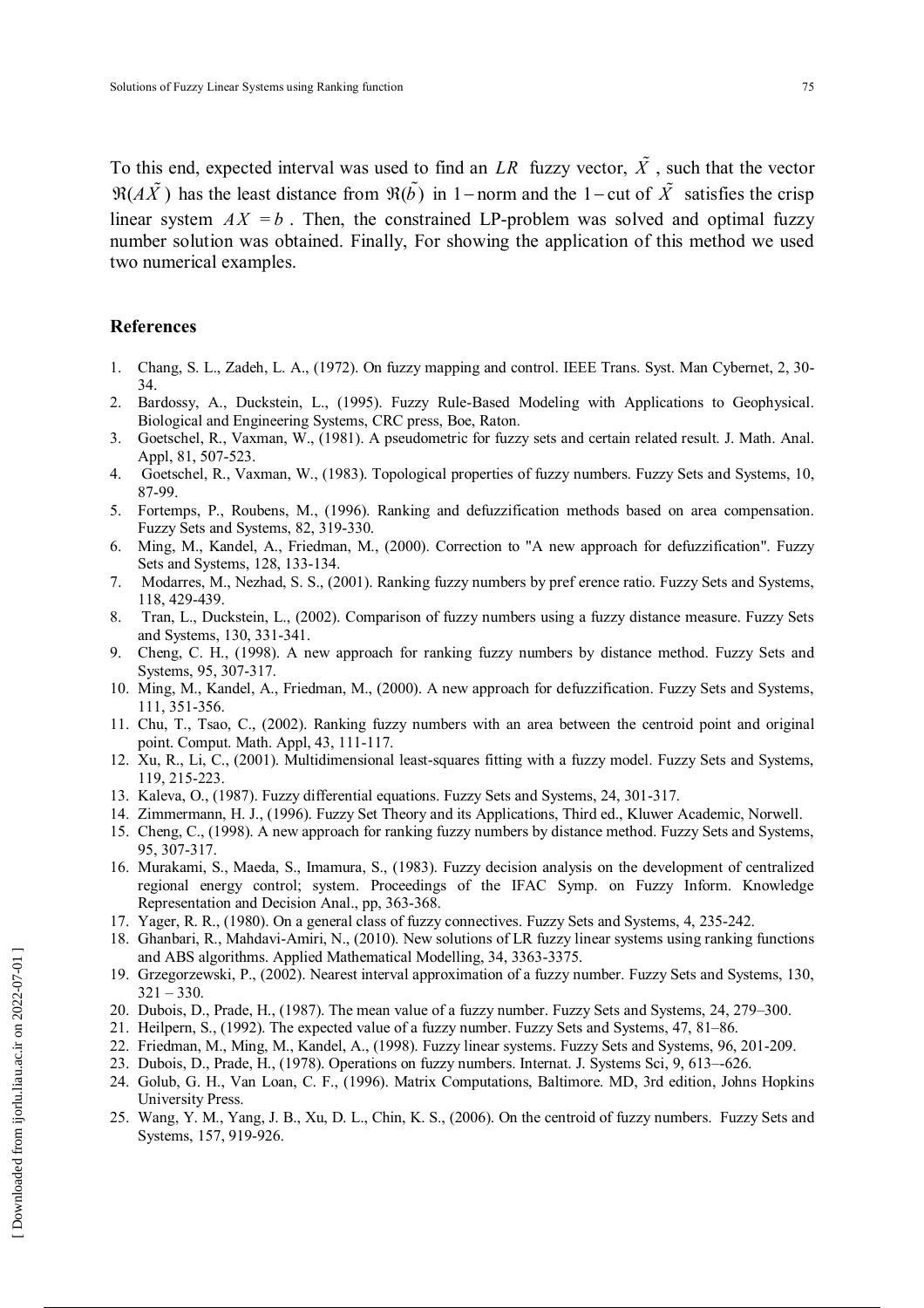To this end, expected interval was used to find an $LR$ fuzzy vector, $\tilde{X}$, such that the vector $\Re(A\tilde{X})$ has the least distance from $\Re(\tilde{b})$ in $1-$norm and the $1-$cut of $\tilde{X}$ satisfies the crisp linear system $AX = b$. Then, the constrained LP-problem was solved and optimal fuzzy number solution was obtained. Finally, For showing the application of this method we used two numerical examples.

## References

1. Chang, S. L., Zadeh, L. A., (1972). On fuzzy mapping and control. IEEE Trans. Syst. Man Cybernet, 2, 30-34.
2. Bardossy, A., Duckstein, L., (1995). Fuzzy Rule-Based Modeling with Applications to Geophysical. Biological and Engineering Systems, CRC press, Boe, Raton.
3. Goetschel, R., Vaxman, W., (1981). A pseudometric for fuzzy sets and certain related result. J. Math. Anal. Appl, 81, 507-523.
4. Goetschel, R., Vaxman, W., (1983). Topological properties of fuzzy numbers. Fuzzy Sets and Systems, 10, 87-99.
5. Fortemps, P., Roubens, M., (1996). Ranking and defuzzification methods based on area compensation. Fuzzy Sets and Systems, 82, 319-330.
6. Ming, M., Kandel, A., Friedman, M., (2000). Correction to "A new approach for defuzzification". Fuzzy Sets and Systems, 128, 133-134.
7. Modarres, M., Nezhad, S. S., (2001). Ranking fuzzy numbers by pref erence ratio. Fuzzy Sets and Systems, 118, 429-439.
8. Tran, L., Duckstein, L., (2002). Comparison of fuzzy numbers using a fuzzy distance measure. Fuzzy Sets and Systems, 130, 331-341.
9. Cheng, C. H., (1998). A new approach for ranking fuzzy numbers by distance method. Fuzzy Sets and Systems, 95, 307-317.
10. Ming, M., Kandel, A., Friedman, M., (2000). A new approach for defuzzification. Fuzzy Sets and Systems, 111, 351-356.
11. Chu, T., Tsao, C., (2002). Ranking fuzzy numbers with an area between the centroid point and original point. Comput. Math. Appl, 43, 111-117.
12. Xu, R., Li, C., (2001). Multidimensional least-squares fitting with a fuzzy model. Fuzzy Sets and Systems, 119, 215-223.
13. Kaleva, O., (1987). Fuzzy differential equations. Fuzzy Sets and Systems, 24, 301-317.
14. Zimmermann, H. J., (1996). Fuzzy Set Theory and its Applications, Third ed., Kluwer Academic, Norwell.
15. Cheng, C., (1998). A new approach for ranking fuzzy numbers by distance method. Fuzzy Sets and Systems, 95, 307-317.
16. Murakami, S., Maeda, S., Imamura, S., (1983). Fuzzy decision analysis on the development of centralized regional energy control; system. Proceedings of the IFAC Symp. on Fuzzy Inform. Knowledge Representation and Decision Anal., pp, 363-368.
17. Yager, R. R., (1980). On a general class of fuzzy connectives. Fuzzy Sets and Systems, 4, 235-242.
18. Ghanbari, R., Mahdavi-Amiri, N., (2010). New solutions of LR fuzzy linear systems using ranking functions and ABS algorithms. Applied Mathematical Modelling, 34, 3363-3375.
19. Grzegorzewski, P., (2002). Nearest interval approximation of a fuzzy number. Fuzzy Sets and Systems, 130, 321 – 330.
20. Dubois, D., Prade, H., (1987). The mean value of a fuzzy number. Fuzzy Sets and Systems, 24, 279–300.
21. Heilpern, S., (1992). The expected value of a fuzzy number. Fuzzy Sets and Systems, 47, 81–86.
22. Friedman, M., Ming, M., Kandel, A., (1998). Fuzzy linear systems. Fuzzy Sets and Systems, 96, 201-209.
23. Dubois, D., Prade, H., (1978). Operations on fuzzy numbers. Internat. J. Systems Sci, 9, 613–-626.
24. Golub, G. H., Van Loan, C. F., (1996). Matrix Computations, Baltimore. MD, 3rd edition, Johns Hopkins University Press.
25. Wang, Y. M., Yang, J. B., Xu, D. L., Chin, K. S., (2006). On the centroid of fuzzy numbers. Fuzzy Sets and Systems, 157, 919-926.